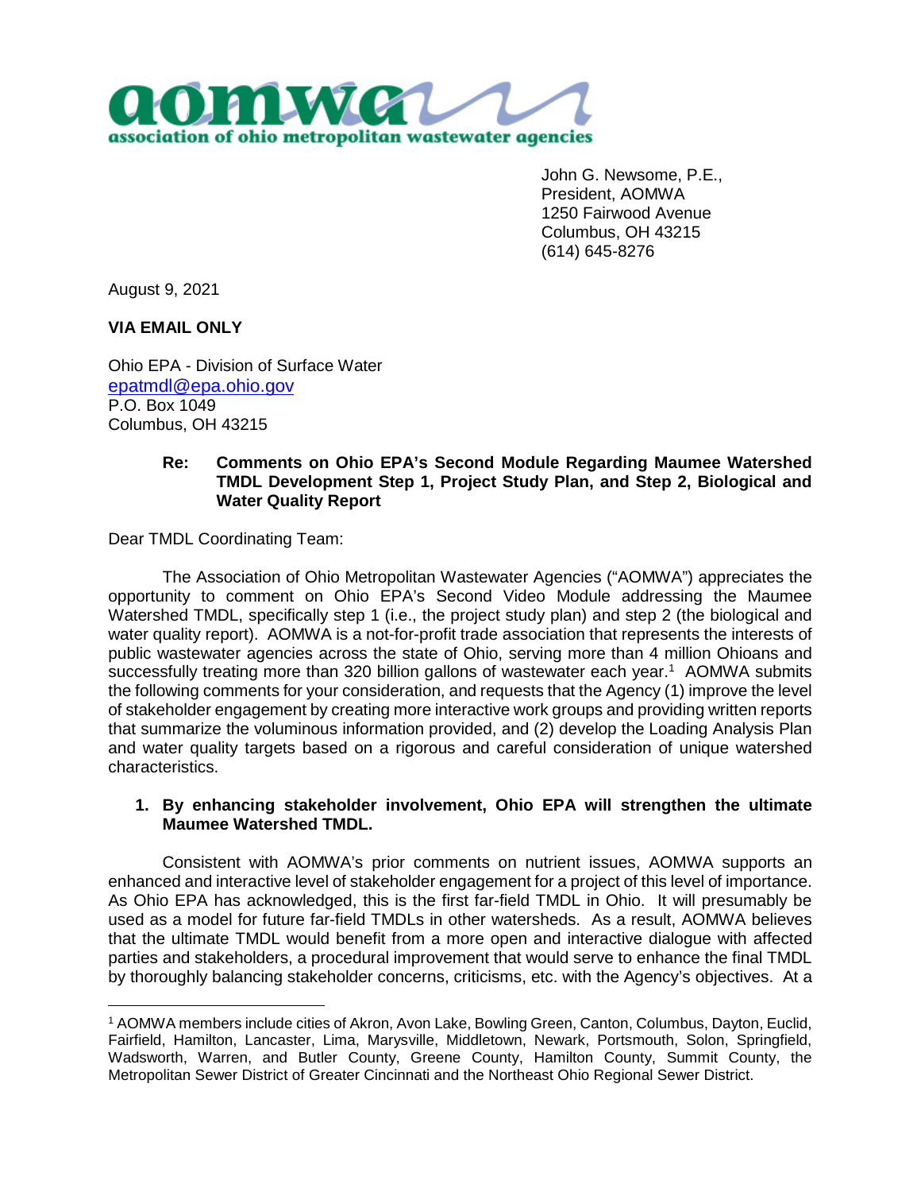**aomwa**
association of ohio metropolitan wastewater agencies

John G. Newsome, P.E.,
President, AOMWA
1250 Fairwood Avenue
Columbus, OH 43215
(614) 645-8276

August 9, 2021

**VIA EMAIL ONLY**

Ohio EPA - Division of Surface Water
epatmdl@epa.ohio.gov
P.O. Box 1049
Columbus, OH 43215

> **Re: Comments on Ohio EPA's Second Module Regarding Maumee Watershed TMDL Development Step 1, Project Study Plan, and Step 2, Biological and Water Quality Report**

Dear TMDL Coordinating Team:

The Association of Ohio Metropolitan Wastewater Agencies ("AOMWA") appreciates the opportunity to comment on Ohio EPA's Second Video Module addressing the Maumee Watershed TMDL, specifically step 1 (i.e., the project study plan) and step 2 (the biological and water quality report). AOMWA is a not-for-profit trade association that represents the interests of public wastewater agencies across the state of Ohio, serving more than 4 million Ohioans and successfully treating more than 320 billion gallons of wastewater each year.[1] AOMWA submits the following comments for your consideration, and requests that the Agency (1) improve the level of stakeholder engagement by creating more interactive work groups and providing written reports that summarize the voluminous information provided, and (2) develop the Loading Analysis Plan and water quality targets based on a rigorous and careful consideration of unique watershed characteristics.

1. **By enhancing stakeholder involvement, Ohio EPA will strengthen the ultimate Maumee Watershed TMDL.**

Consistent with AOMWA's prior comments on nutrient issues, AOMWA supports an enhanced and interactive level of stakeholder engagement for a project of this level of importance. As Ohio EPA has acknowledged, this is the first far-field TMDL in Ohio. It will presumably be used as a model for future far-field TMDLs in other watersheds. As a result, AOMWA believes that the ultimate TMDL would benefit from a more open and interactive dialogue with affected parties and stakeholders, a procedural improvement that would serve to enhance the final TMDL by thoroughly balancing stakeholder concerns, criticisms, etc. with the Agency's objectives. At a

---

[1] AOMWA members include cities of Akron, Avon Lake, Bowling Green, Canton, Columbus, Dayton, Euclid, Fairfield, Hamilton, Lancaster, Lima, Marysville, Middletown, Newark, Portsmouth, Solon, Springfield, Wadsworth, Warren, and Butler County, Greene County, Hamilton County, Summit County, the Metropolitan Sewer District of Greater Cincinnati and the Northeast Ohio Regional Sewer District.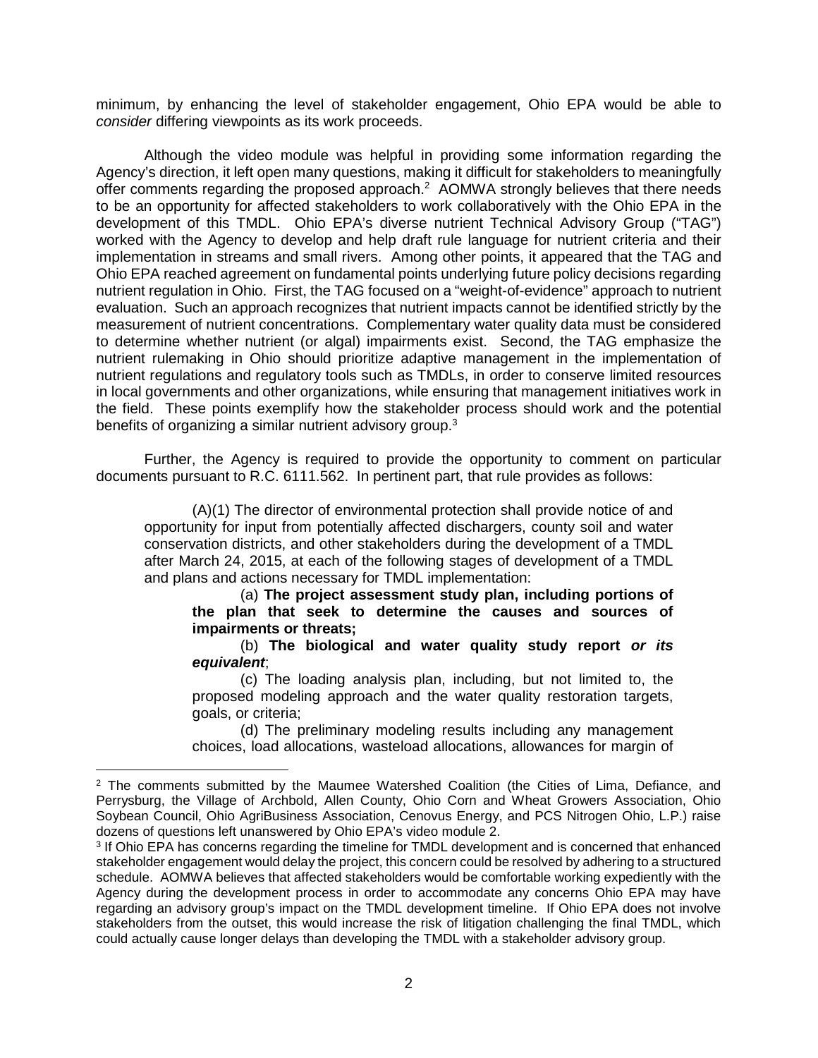minimum, by enhancing the level of stakeholder engagement, Ohio EPA would be able to *consider* differing viewpoints as its work proceeds.

Although the video module was helpful in providing some information regarding the Agency's direction, it left open many questions, making it difficult for stakeholders to meaningfully offer comments regarding the proposed approach.[2] AOMWA strongly believes that there needs to be an opportunity for affected stakeholders to work collaboratively with the Ohio EPA in the development of this TMDL. Ohio EPA's diverse nutrient Technical Advisory Group ("TAG") worked with the Agency to develop and help draft rule language for nutrient criteria and their implementation in streams and small rivers. Among other points, it appeared that the TAG and Ohio EPA reached agreement on fundamental points underlying future policy decisions regarding nutrient regulation in Ohio. First, the TAG focused on a "weight-of-evidence" approach to nutrient evaluation. Such an approach recognizes that nutrient impacts cannot be identified strictly by the measurement of nutrient concentrations. Complementary water quality data must be considered to determine whether nutrient (or algal) impairments exist. Second, the TAG emphasize the nutrient rulemaking in Ohio should prioritize adaptive management in the implementation of nutrient regulations and regulatory tools such as TMDLs, in order to conserve limited resources in local governments and other organizations, while ensuring that management initiatives work in the field. These points exemplify how the stakeholder process should work and the potential benefits of organizing a similar nutrient advisory group.[3]

Further, the Agency is required to provide the opportunity to comment on particular documents pursuant to R.C. 6111.562. In pertinent part, that rule provides as follows:

> (A)(1) The director of environmental protection shall provide notice of and opportunity for input from potentially affected dischargers, county soil and water conservation districts, and other stakeholders during the development of a TMDL after March 24, 2015, at each of the following stages of development of a TMDL and plans and actions necessary for TMDL implementation:
>
> (a) **The project assessment study plan, including portions of the plan that seek to determine the causes and sources of impairments or threats;**
>
> (b) **The biological and water quality study report *or its equivalent***;
>
> (c) The loading analysis plan, including, but not limited to, the proposed modeling approach and the water quality restoration targets, goals, or criteria;
>
> (d) The preliminary modeling results including any management choices, load allocations, wasteload allocations, allowances for margin of

---

[2] The comments submitted by the Maumee Watershed Coalition (the Cities of Lima, Defiance, and Perrysburg, the Village of Archbold, Allen County, Ohio Corn and Wheat Growers Association, Ohio Soybean Council, Ohio AgriBusiness Association, Cenovus Energy, and PCS Nitrogen Ohio, L.P.) raise dozens of questions left unanswered by Ohio EPA's video module 2.

[3] If Ohio EPA has concerns regarding the timeline for TMDL development and is concerned that enhanced stakeholder engagement would delay the project, this concern could be resolved by adhering to a structured schedule. AOMWA believes that affected stakeholders would be comfortable working expediently with the Agency during the development process in order to accommodate any concerns Ohio EPA may have regarding an advisory group's impact on the TMDL development timeline. If Ohio EPA does not involve stakeholders from the outset, this would increase the risk of litigation challenging the final TMDL, which could actually cause longer delays than developing the TMDL with a stakeholder advisory group.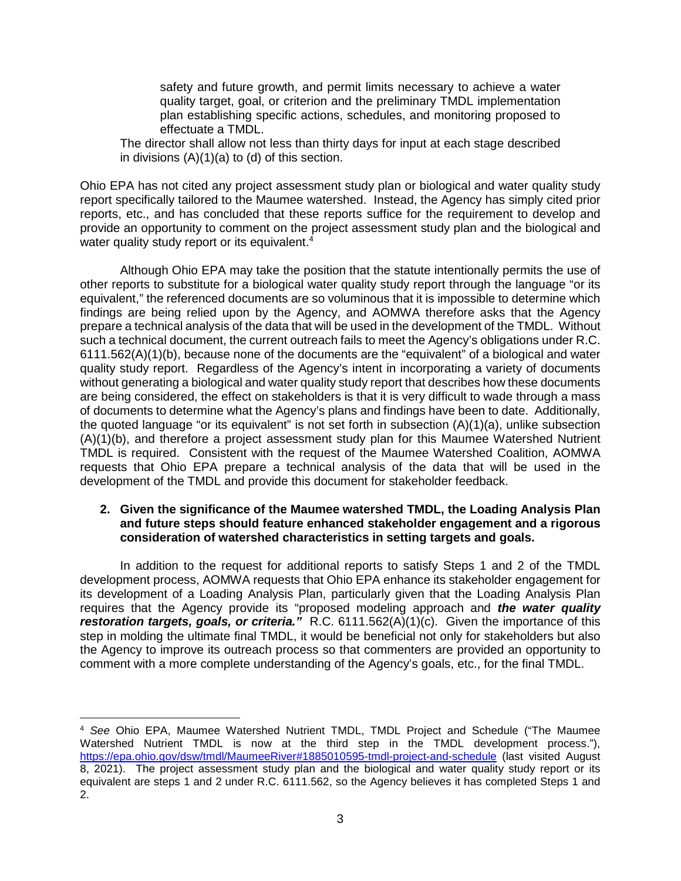> safety and future growth, and permit limits necessary to achieve a water quality target, goal, or criterion and the preliminary TMDL implementation plan establishing specific actions, schedules, and monitoring proposed to effectuate a TMDL.
>
> The director shall allow not less than thirty days for input at each stage described in divisions (A)(1)(a) to (d) of this section.

Ohio EPA has not cited any project assessment study plan or biological and water quality study report specifically tailored to the Maumee watershed. Instead, the Agency has simply cited prior reports, etc., and has concluded that these reports suffice for the requirement to develop and provide an opportunity to comment on the project assessment study plan and the biological and water quality study report or its equivalent.[4]

Although Ohio EPA may take the position that the statute intentionally permits the use of other reports to substitute for a biological water quality study report through the language "or its equivalent," the referenced documents are so voluminous that it is impossible to determine which findings are being relied upon by the Agency, and AOMWA therefore asks that the Agency prepare a technical analysis of the data that will be used in the development of the TMDL. Without such a technical document, the current outreach fails to meet the Agency's obligations under R.C. 6111.562(A)(1)(b), because none of the documents are the "equivalent" of a biological and water quality study report. Regardless of the Agency's intent in incorporating a variety of documents without generating a biological and water quality study report that describes how these documents are being considered, the effect on stakeholders is that it is very difficult to wade through a mass of documents to determine what the Agency's plans and findings have been to date. Additionally, the quoted language "or its equivalent" is not set forth in subsection (A)(1)(a), unlike subsection (A)(1)(b), and therefore a project assessment study plan for this Maumee Watershed Nutrient TMDL is required. Consistent with the request of the Maumee Watershed Coalition, AOMWA requests that Ohio EPA prepare a technical analysis of the data that will be used in the development of the TMDL and provide this document for stakeholder feedback.

**2. Given the significance of the Maumee watershed TMDL, the Loading Analysis Plan and future steps should feature enhanced stakeholder engagement and a rigorous consideration of watershed characteristics in setting targets and goals.**

In addition to the request for additional reports to satisfy Steps 1 and 2 of the TMDL development process, AOMWA requests that Ohio EPA enhance its stakeholder engagement for its development of a Loading Analysis Plan, particularly given that the Loading Analysis Plan requires that the Agency provide its "proposed modeling approach and ***the water quality restoration targets, goals, or criteria.***" R.C. 6111.562(A)(1)(c). Given the importance of this step in molding the ultimate final TMDL, it would be beneficial not only for stakeholders but also the Agency to improve its outreach process so that commenters are provided an opportunity to comment with a more complete understanding of the Agency's goals, etc., for the final TMDL.

---

[4] *See* Ohio EPA, Maumee Watershed Nutrient TMDL, TMDL Project and Schedule ("The Maumee Watershed Nutrient TMDL is now at the third step in the TMDL development process."), https://epa.ohio.gov/dsw/tmdl/MaumeeRiver#1885010595-tmdl-project-and-schedule (last visited August 8, 2021). The project assessment study plan and the biological and water quality study report or its equivalent are steps 1 and 2 under R.C. 6111.562, so the Agency believes it has completed Steps 1 and 2.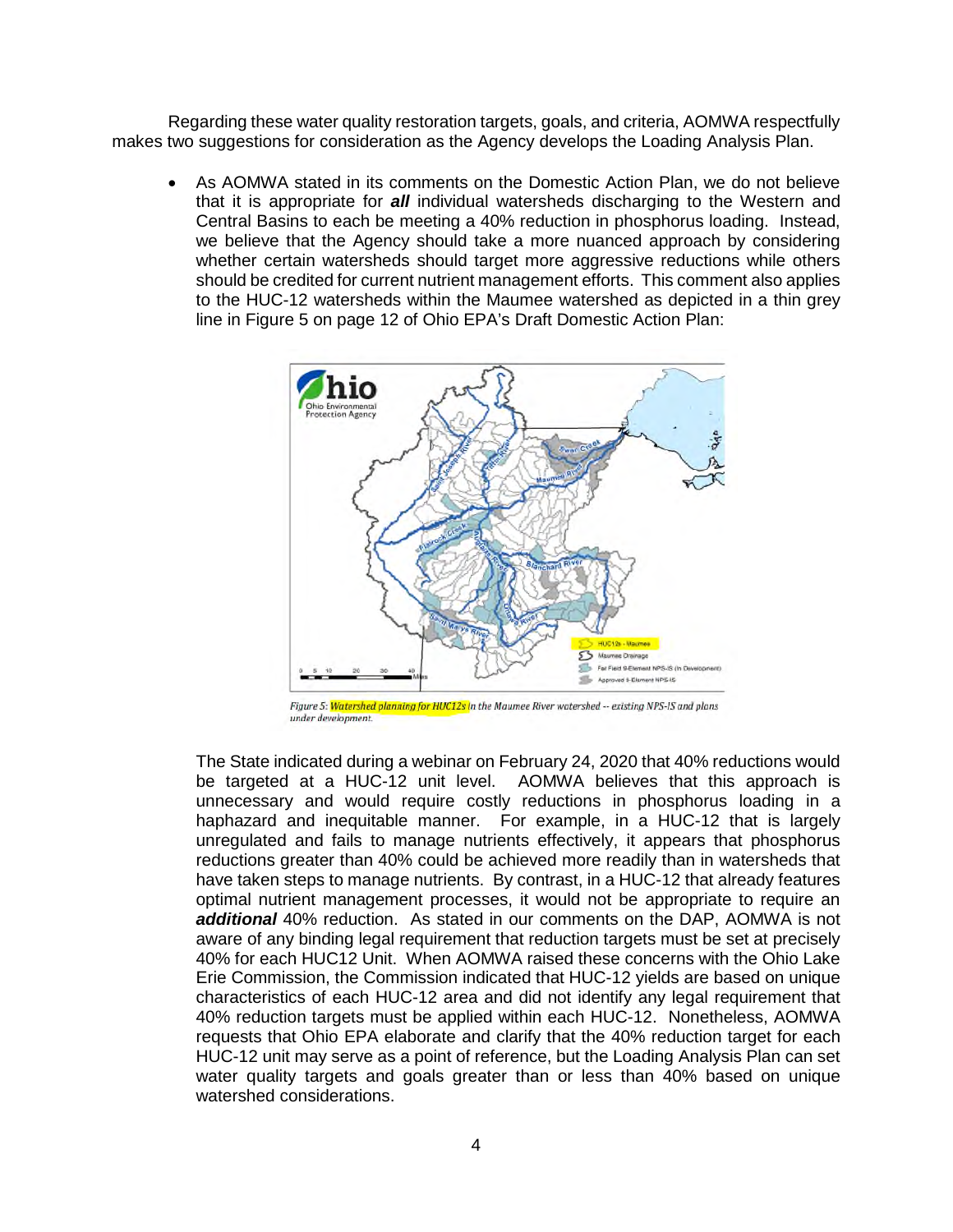Regarding these water quality restoration targets, goals, and criteria, AOMWA respectfully makes two suggestions for consideration as the Agency develops the Loading Analysis Plan.

- As AOMWA stated in its comments on the Domestic Action Plan, we do not believe that it is appropriate for ***all*** individual watersheds discharging to the Western and Central Basins to each be meeting a 40% reduction in phosphorus loading. Instead, we believe that the Agency should take a more nuanced approach by considering whether certain watersheds should target more aggressive reductions while others should be credited for current nutrient management efforts. This comment also applies to the HUC-12 watersheds within the Maumee watershed as depicted in a thin grey line in Figure 5 on page 12 of Ohio EPA's Draft Domestic Action Plan:

  *Figure 5: Watershed planning for HUC12s in the Maumee River watershed -- existing NPS-IS and plans under development.*

  The State indicated during a webinar on February 24, 2020 that 40% reductions would be targeted at a HUC-12 unit level. AOMWA believes that this approach is unnecessary and would require costly reductions in phosphorus loading in a haphazard and inequitable manner. For example, in a HUC-12 that is largely unregulated and fails to manage nutrients effectively, it appears that phosphorus reductions greater than 40% could be achieved more readily than in watersheds that have taken steps to manage nutrients. By contrast, in a HUC-12 that already features optimal nutrient management processes, it would not be appropriate to require an ***additional*** 40% reduction. As stated in our comments on the DAP, AOMWA is not aware of any binding legal requirement that reduction targets must be set at precisely 40% for each HUC12 Unit. When AOMWA raised these concerns with the Ohio Lake Erie Commission, the Commission indicated that HUC-12 yields are based on unique characteristics of each HUC-12 area and did not identify any legal requirement that 40% reduction targets must be applied within each HUC-12. Nonetheless, AOMWA requests that Ohio EPA elaborate and clarify that the 40% reduction target for each HUC-12 unit may serve as a point of reference, but the Loading Analysis Plan can set water quality targets and goals greater than or less than 40% based on unique watershed considerations.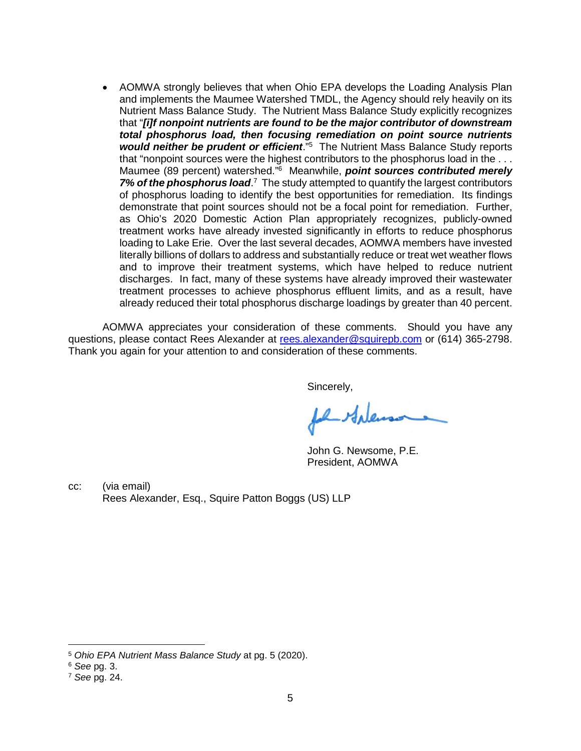- AOMWA strongly believes that when Ohio EPA develops the Loading Analysis Plan and implements the Maumee Watershed TMDL, the Agency should rely heavily on its Nutrient Mass Balance Study. The Nutrient Mass Balance Study explicitly recognizes that "***[i]f nonpoint nutrients are found to be the major contributor of downstream total phosphorus load, then focusing remediation on point source nutrients would neither be prudent or efficient***."[5] The Nutrient Mass Balance Study reports that "nonpoint sources were the highest contributors to the phosphorus load in the . . . Maumee (89 percent) watershed."[6] Meanwhile, ***point sources contributed merely 7% of the phosphorus load***.[7] The study attempted to quantify the largest contributors of phosphorus loading to identify the best opportunities for remediation. Its findings demonstrate that point sources should not be a focal point for remediation. Further, as Ohio's 2020 Domestic Action Plan appropriately recognizes, publicly-owned treatment works have already invested significantly in efforts to reduce phosphorus loading to Lake Erie. Over the last several decades, AOMWA members have invested literally billions of dollars to address and substantially reduce or treat wet weather flows and to improve their treatment systems, which have helped to reduce nutrient discharges. In fact, many of these systems have already improved their wastewater treatment processes to achieve phosphorus effluent limits, and as a result, have already reduced their total phosphorus discharge loadings by greater than 40 percent.

AOMWA appreciates your consideration of these comments. Should you have any questions, please contact Rees Alexander at rees.alexander@squirepb.com or (614) 365-2798. Thank you again for your attention to and consideration of these comments.

Sincerely,

John G. Newsome, P.E.
President, AOMWA

cc: (via email)
Rees Alexander, Esq., Squire Patton Boggs (US) LLP

---

[5] *Ohio EPA Nutrient Mass Balance Study* at pg. 5 (2020).

[6] *See* pg. 3.

[7] *See* pg. 24.